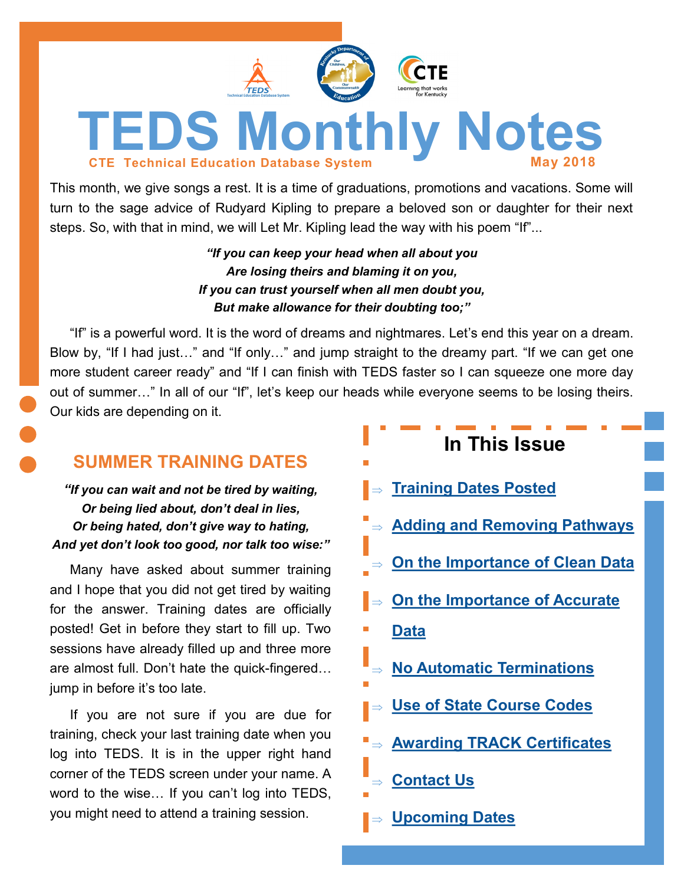# TEDS Monthly Notes

**CTE Technical Education Database System** — **May 2018**

This month, we give songs a rest. It is a time of graduations, promotions and vacations. Some will turn to the sage advice of Rudyard Kipling to prepare a beloved son or daughter for their next steps. So, with that in mind, we will Let Mr. Kipling lead the way with his poem "If"...

> ***"If you can keep your head when all about you***
> ***Are losing theirs and blaming it on you,***
> ***If you can trust yourself when all men doubt you,***
> ***But make allowance for their doubting too;"***

"If" is a powerful word. It is the word of dreams and nightmares. Let's end this year on a dream. Blow by, "If I had just…" and "If only…" and jump straight to the dreamy part. "If we can get one more student career ready" and "If I can finish with TEDS faster so I can squeeze one more day out of summer…" In all of our "If", let's keep our heads while everyone seems to be losing theirs. Our kids are depending on it.

## SUMMER TRAINING DATES

> ***"If you can wait and not be tired by waiting,***
> ***Or being lied about, don't deal in lies,***
> ***Or being hated, don't give way to hating,***
> ***And yet don't look too good, nor talk too wise:"***

Many have asked about summer training and I hope that you did not get tired by waiting for the answer. Training dates are officially posted! Get in before they start to fill up. Two sessions have already filled up and three more are almost full. Don't hate the quick-fingered… jump in before it's too late.

If you are not sure if you are due for training, check your last training date when you log into TEDS. It is in the upper right hand corner of the TEDS screen under your name. A word to the wise… If you can't log into TEDS, you might need to attend a training session.

## In This Issue

- Training Dates Posted
- Adding and Removing Pathways
- On the Importance of Clean Data
- On the Importance of Accurate Data
- No Automatic Terminations
- Use of State Course Codes
- Awarding TRACK Certificates
- Contact Us
- Upcoming Dates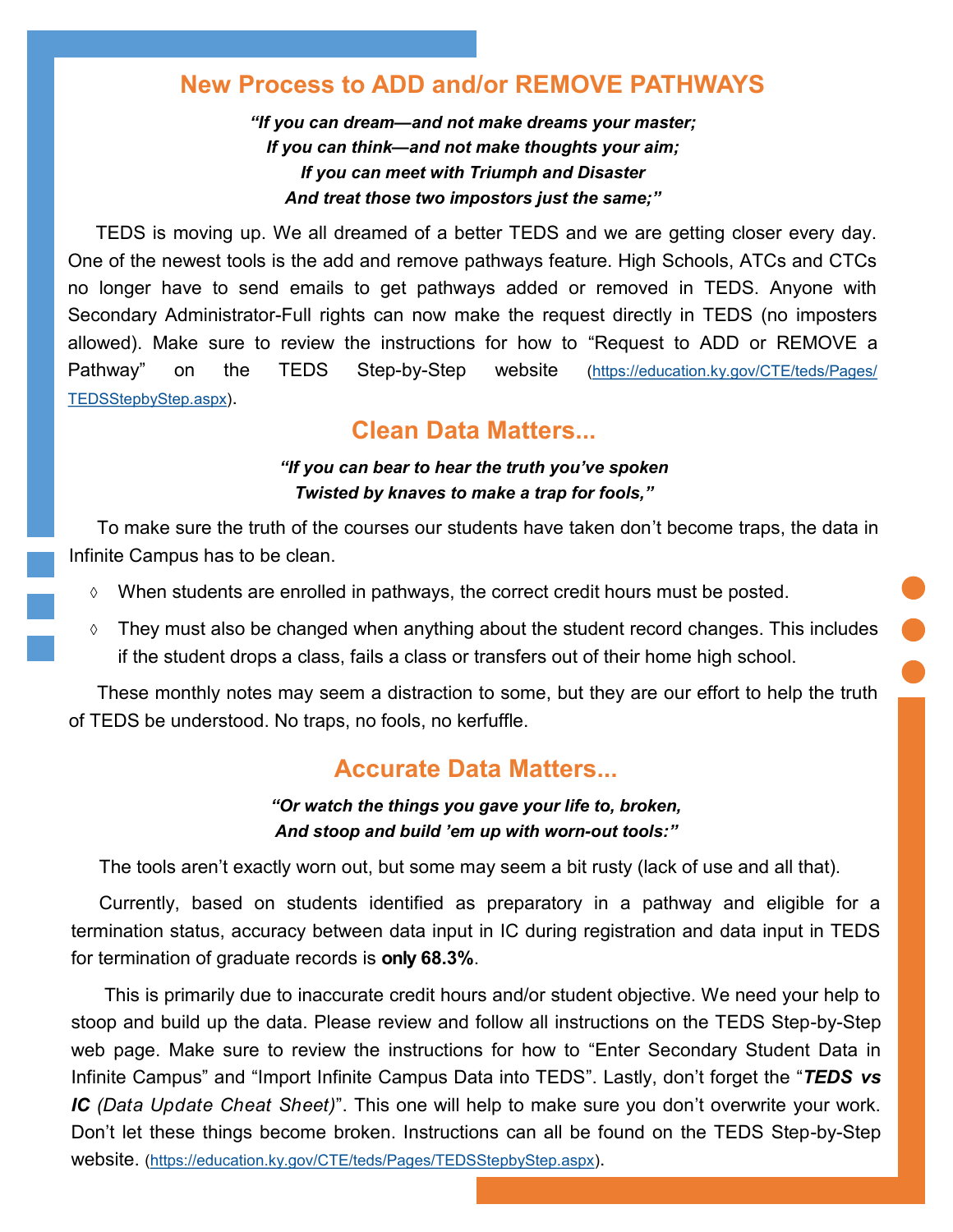## New Process to ADD and/or REMOVE PATHWAYS

***"If you can dream—and not make dreams your master;***
***If you can think—and not make thoughts your aim;***
***If you can meet with Triumph and Disaster***
***And treat those two impostors just the same;"***

TEDS is moving up. We all dreamed of a better TEDS and we are getting closer every day. One of the newest tools is the add and remove pathways feature. High Schools, ATCs and CTCs no longer have to send emails to get pathways added or removed in TEDS. Anyone with Secondary Administrator-Full rights can now make the request directly in TEDS (no imposters allowed). Make sure to review the instructions for how to "Request to ADD or REMOVE a Pathway" on the TEDS Step-by-Step website (https://education.ky.gov/CTE/teds/Pages/TEDSStepbyStep.aspx).

## Clean Data Matters...

***"If you can bear to hear the truth you've spoken***
***Twisted by knaves to make a trap for fools,"***

To make sure the truth of the courses our students have taken don't become traps, the data in Infinite Campus has to be clean.

- When students are enrolled in pathways, the correct credit hours must be posted.
- They must also be changed when anything about the student record changes. This includes if the student drops a class, fails a class or transfers out of their home high school.

These monthly notes may seem a distraction to some, but they are our effort to help the truth of TEDS be understood. No traps, no fools, no kerfuffle.

## Accurate Data Matters...

***"Or watch the things you gave your life to, broken,***
***And stoop and build 'em up with worn-out tools:"***

The tools aren't exactly worn out, but some may seem a bit rusty (lack of use and all that).

Currently, based on students identified as preparatory in a pathway and eligible for a termination status, accuracy between data input in IC during registration and data input in TEDS for termination of graduate records is **only 68.3%**.

This is primarily due to inaccurate credit hours and/or student objective. We need your help to stoop and build up the data. Please review and follow all instructions on the TEDS Step-by-Step web page. Make sure to review the instructions for how to "Enter Secondary Student Data in Infinite Campus" and "Import Infinite Campus Data into TEDS". Lastly, don't forget the "***TEDS vs IC*** *(Data Update Cheat Sheet)*". This one will help to make sure you don't overwrite your work. Don't let these things become broken. Instructions can all be found on the TEDS Step-by-Step website. (https://education.ky.gov/CTE/teds/Pages/TEDSStepbyStep.aspx).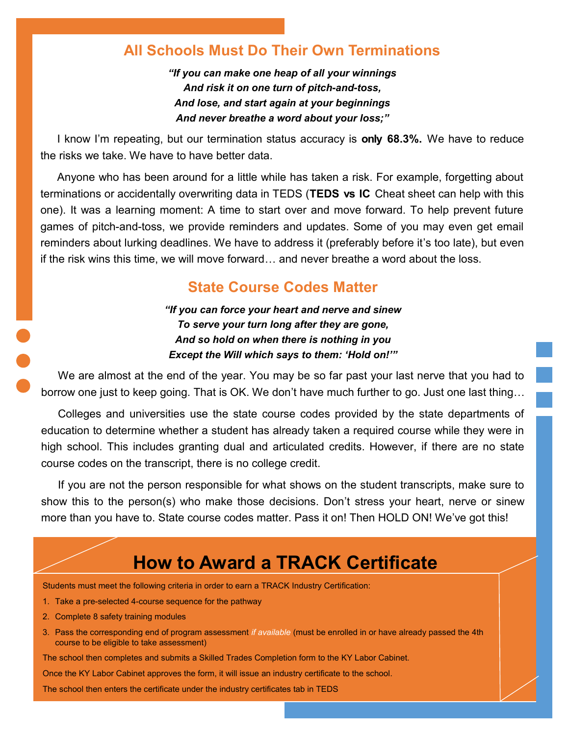## All Schools Must Do Their Own Terminations

***"If you can make one heap of all your winnings***
***And risk it on one turn of pitch-and-toss,***
***And lose, and start again at your beginnings***
***And never breathe a word about your loss;"***

I know I'm repeating, but our termination status accuracy is **only 68.3%.** We have to reduce the risks we take. We have to have better data.

Anyone who has been around for a little while has taken a risk. For example, forgetting about terminations or accidentally overwriting data in TEDS (**TEDS vs IC** Cheat sheet can help with this one). It was a learning moment: A time to start over and move forward. To help prevent future games of pitch-and-toss, we provide reminders and updates. Some of you may even get email reminders about lurking deadlines. We have to address it (preferably before it's too late), but even if the risk wins this time, we will move forward… and never breathe a word about the loss.

## State Course Codes Matter

***"If you can force your heart and nerve and sinew***
***To serve your turn long after they are gone,***
***And so hold on when there is nothing in you***
***Except the Will which says to them: 'Hold on!'"***

We are almost at the end of the year. You may be so far past your last nerve that you had to borrow one just to keep going. That is OK. We don't have much further to go. Just one last thing…

Colleges and universities use the state course codes provided by the state departments of education to determine whether a student has already taken a required course while they were in high school. This includes granting dual and articulated credits. However, if there are no state course codes on the transcript, there is no college credit.

If you are not the person responsible for what shows on the student transcripts, make sure to show this to the person(s) who make those decisions. Don't stress your heart, nerve or sinew more than you have to. State course codes matter. Pass it on! Then HOLD ON! We've got this!

# How to Award a TRACK Certificate

Students must meet the following criteria in order to earn a TRACK Industry Certification:

1. Take a pre-selected 4-course sequence for the pathway
2. Complete 8 safety training modules
3. Pass the corresponding end of program assessment *if available* (must be enrolled in or have already passed the 4th course to be eligible to take assessment)

The school then completes and submits a Skilled Trades Completion form to the KY Labor Cabinet.

Once the KY Labor Cabinet approves the form, it will issue an industry certificate to the school.

The school then enters the certificate under the industry certificates tab in TEDS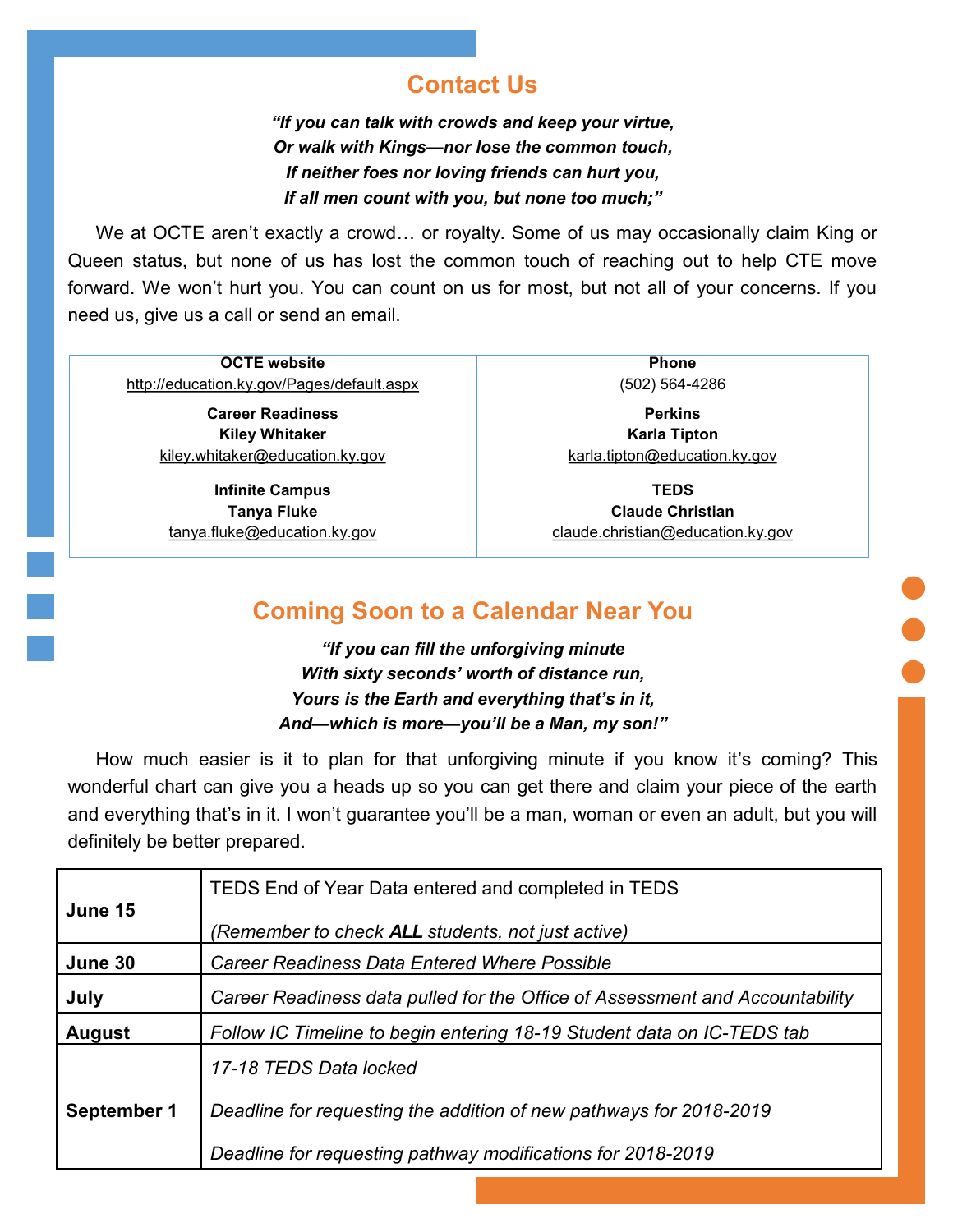## Contact Us

***"If you can talk with crowds and keep your virtue,***
***Or walk with Kings—nor lose the common touch,***
***If neither foes nor loving friends can hurt you,***
***If all men count with you, but none too much;"***

We at OCTE aren't exactly a crowd… or royalty. Some of us may occasionally claim King or Queen status, but none of us has lost the common touch of reaching out to help CTE move forward. We won't hurt you. You can count on us for most, but not all of your concerns. If you need us, give us a call or send an email.

| | |
|---|---|
| **OCTE website**<br>http://education.ky.gov/Pages/default.aspx | **Phone**<br>(502) 564-4286 |
| **Career Readiness**<br>**Kiley Whitaker**<br>kiley.whitaker@education.ky.gov | **Perkins**<br>**Karla Tipton**<br>karla.tipton@education.ky.gov |
| **Infinite Campus**<br>**Tanya Fluke**<br>tanya.fluke@education.ky.gov | **TEDS**<br>**Claude Christian**<br>claude.christian@education.ky.gov |

## Coming Soon to a Calendar Near You

***"If you can fill the unforgiving minute***
***With sixty seconds' worth of distance run,***
***Yours is the Earth and everything that's in it,***
***And—which is more—you'll be a Man, my son!"***

How much easier is it to plan for that unforgiving minute if you know it's coming? This wonderful chart can give you a heads up so you can get there and claim your piece of the earth and everything that's in it. I won't guarantee you'll be a man, woman or even an adult, but you will definitely be better prepared.

| | |
|---|---|
| **June 15** | TEDS End of Year Data entered and completed in TEDS<br><br>*(Remember to check **ALL** students, not just active)* |
| **June 30** | *Career Readiness Data Entered Where Possible* |
| **July** | *Career Readiness data pulled for the Office of Assessment and Accountability* |
| **August** | *Follow IC Timeline to begin entering 18-19 Student data on IC-TEDS tab* |
| **September 1** | *17-18 TEDS Data locked*<br><br>*Deadline for requesting the addition of new pathways for 2018-2019*<br><br>*Deadline for requesting pathway modifications for 2018-2019* |